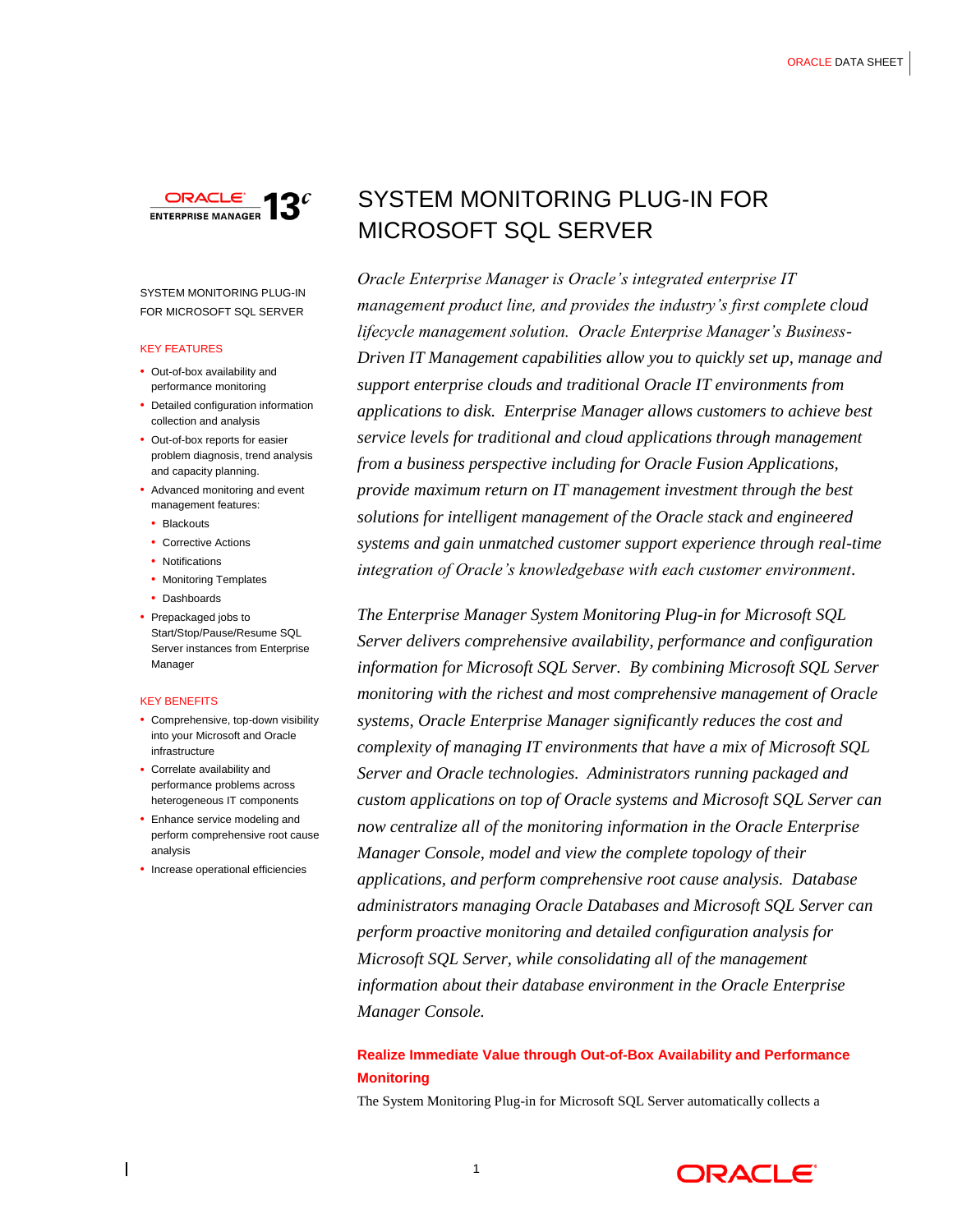# SYSTEM MONITORING PLUG-IN FOR MICROSOFT SQL SERVER

*Oracle Enterprise Manager is Oracle's integrated enterprise IT management product line, and provides the industry's first complete cloud lifecycle management solution. Oracle Enterprise Manager's Business-Driven IT Management capabilities allow you to quickly set up, manage and support enterprise clouds and traditional Oracle IT environments from applications to disk. Enterprise Manager allows customers to achieve best service levels for traditional and cloud applications through management from a business perspective including for Oracle Fusion Applications, provide maximum return on IT management investment through the best solutions for intelligent management of the Oracle stack and engineered systems and gain unmatched customer support experience through real-time integration of Oracle's knowledgebase with each customer environment.*

*The Enterprise Manager System Monitoring Plug-in for Microsoft SQL Server delivers comprehensive availability, performance and configuration information for Microsoft SQL Server. By combining Microsoft SQL Server monitoring with the richest and most comprehensive management of Oracle systems, Oracle Enterprise Manager significantly reduces the cost and complexity of managing IT environments that have a mix of Microsoft SQL Server and Oracle technologies. Administrators running packaged and custom applications on top of Oracle systems and Microsoft SQL Server can now centralize all of the monitoring information in the Oracle Enterprise Manager Console, model and view the complete topology of their applications, and perform comprehensive root cause analysis. Database administrators managing Oracle Databases and Microsoft SQL Server can perform proactive monitoring and detailed configuration analysis for Microsoft SQL Server, while consolidating all of the management information about their database environment in the Oracle Enterprise Manager Console.*

SYSTEM MONITORING PLUG-IN FOR MICROSOFT SQL SERVER

**KEY FEATURES**

- Out-of-box availability and performance monitoring
- Detailed configuration information collection and analysis
- Out-of-box reports for easier problem diagnosis, trend analysis and capacity planning.
- Advanced monitoring and event management features:
  - Blackouts
  - Corrective Actions
  - Notifications
  - Monitoring Templates
  - Dashboards
- Prepackaged jobs to Start/Stop/Pause/Resume SQL Server instances from Enterprise Manager

**KEY BENEFITS**

- Comprehensive, top-down visibility into your Microsoft and Oracle infrastructure
- Correlate availability and performance problems across heterogeneous IT components
- Enhance service modeling and perform comprehensive root cause analysis
- Increase operational efficiencies

## Realize Immediate Value through Out-of-Box Availability and Performance Monitoring

The System Monitoring Plug-in for Microsoft SQL Server automatically collects a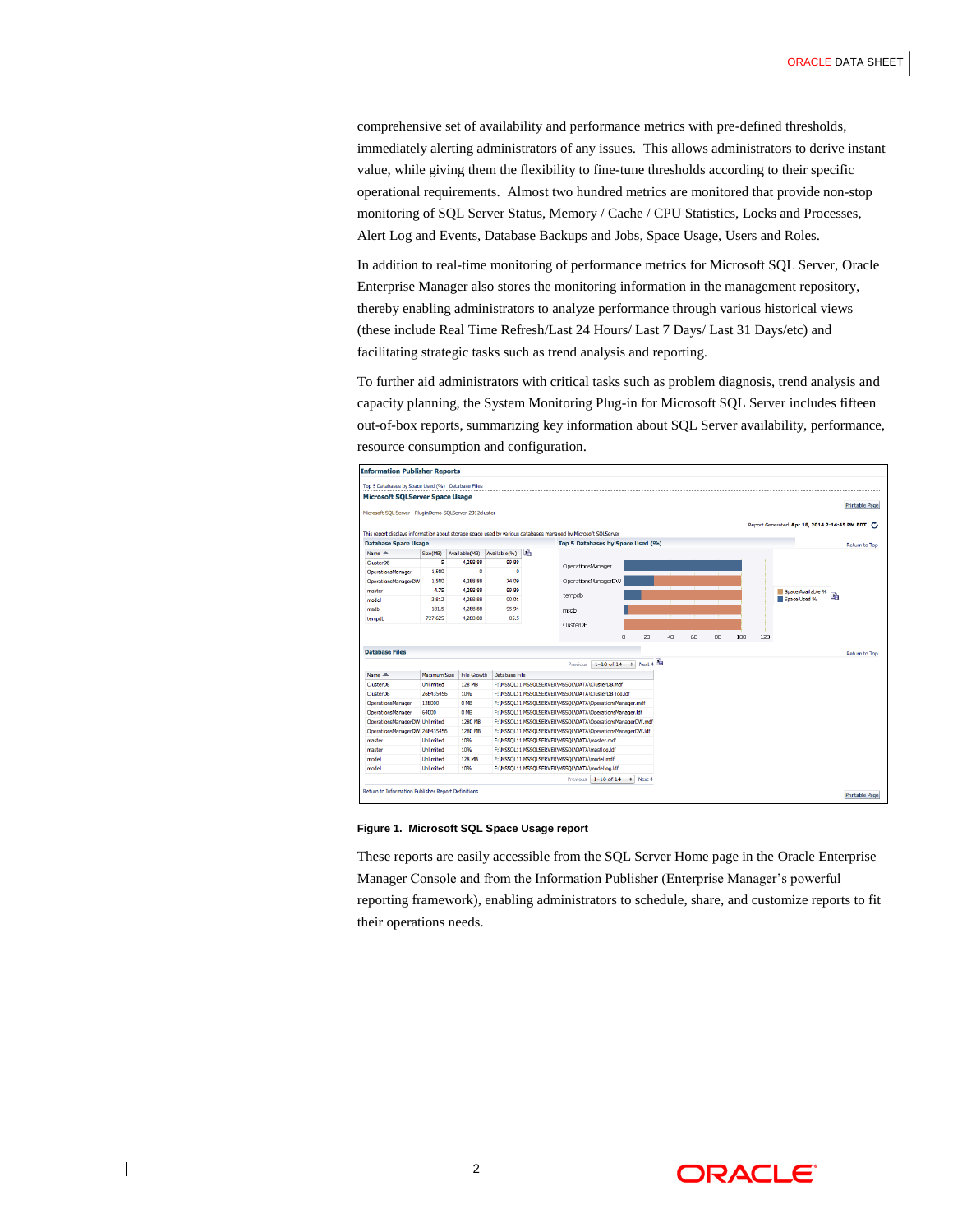comprehensive set of availability and performance metrics with pre-defined thresholds, immediately alerting administrators of any issues. This allows administrators to derive instant value, while giving them the flexibility to fine-tune thresholds according to their specific operational requirements. Almost two hundred metrics are monitored that provide non-stop monitoring of SQL Server Status, Memory / Cache / CPU Statistics, Locks and Processes, Alert Log and Events, Database Backups and Jobs, Space Usage, Users and Roles.

In addition to real-time monitoring of performance metrics for Microsoft SQL Server, Oracle Enterprise Manager also stores the monitoring information in the management repository, thereby enabling administrators to analyze performance through various historical views (these include Real Time Refresh/Last 24 Hours/ Last 7 Days/ Last 31 Days/etc) and facilitating strategic tasks such as trend analysis and reporting.

To further aid administrators with critical tasks such as problem diagnosis, trend analysis and capacity planning, the System Monitoring Plug-in for Microsoft SQL Server includes fifteen out-of-box reports, summarizing key information about SQL Server availability, performance, resource consumption and configuration.

**Figure 1. Microsoft SQL Space Usage report**

These reports are easily accessible from the SQL Server Home page in the Oracle Enterprise Manager Console and from the Information Publisher (Enterprise Manager's powerful reporting framework), enabling administrators to schedule, share, and customize reports to fit their operations needs.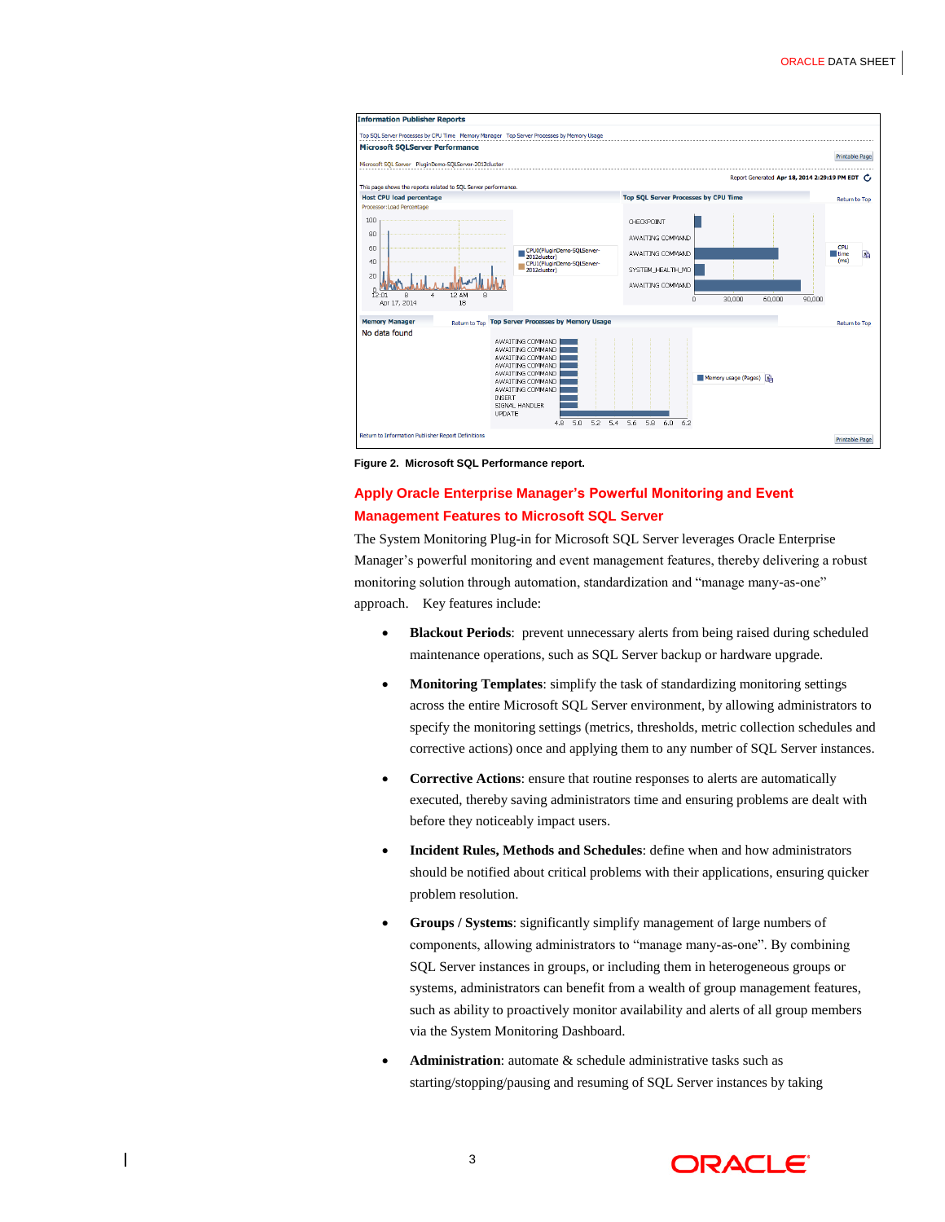**Figure 2. Microsoft SQL Performance report.**

## Apply Oracle Enterprise Manager's Powerful Monitoring and Event Management Features to Microsoft SQL Server

The System Monitoring Plug-in for Microsoft SQL Server leverages Oracle Enterprise Manager's powerful monitoring and event management features, thereby delivering a robust monitoring solution through automation, standardization and "manage many-as-one" approach. Key features include:

- **Blackout Periods**: prevent unnecessary alerts from being raised during scheduled maintenance operations, such as SQL Server backup or hardware upgrade.
- **Monitoring Templates**: simplify the task of standardizing monitoring settings across the entire Microsoft SQL Server environment, by allowing administrators to specify the monitoring settings (metrics, thresholds, metric collection schedules and corrective actions) once and applying them to any number of SQL Server instances.
- **Corrective Actions**: ensure that routine responses to alerts are automatically executed, thereby saving administrators time and ensuring problems are dealt with before they noticeably impact users.
- **Incident Rules, Methods and Schedules**: define when and how administrators should be notified about critical problems with their applications, ensuring quicker problem resolution.
- **Groups / Systems**: significantly simplify management of large numbers of components, allowing administrators to "manage many-as-one". By combining SQL Server instances in groups, or including them in heterogeneous groups or systems, administrators can benefit from a wealth of group management features, such as ability to proactively monitor availability and alerts of all group members via the System Monitoring Dashboard.
- **Administration**: automate & schedule administrative tasks such as starting/stopping/pausing and resuming of SQL Server instances by taking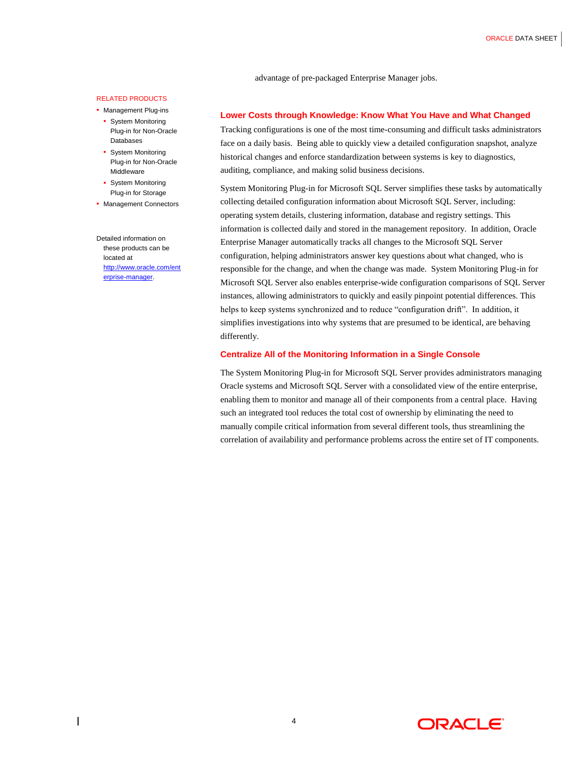advantage of pre-packaged Enterprise Manager jobs.

### Lower Costs through Knowledge: Know What You Have and What Changed

Tracking configurations is one of the most time-consuming and difficult tasks administrators face on a daily basis. Being able to quickly view a detailed configuration snapshot, analyze historical changes and enforce standardization between systems is key to diagnostics, auditing, compliance, and making solid business decisions.

System Monitoring Plug-in for Microsoft SQL Server simplifies these tasks by automatically collecting detailed configuration information about Microsoft SQL Server, including: operating system details, clustering information, database and registry settings. This information is collected daily and stored in the management repository. In addition, Oracle Enterprise Manager automatically tracks all changes to the Microsoft SQL Server configuration, helping administrators answer key questions about what changed, who is responsible for the change, and when the change was made. System Monitoring Plug-in for Microsoft SQL Server also enables enterprise-wide configuration comparisons of SQL Server instances, allowing administrators to quickly and easily pinpoint potential differences. This helps to keep systems synchronized and to reduce "configuration drift". In addition, it simplifies investigations into why systems that are presumed to be identical, are behaving differently.

### Centralize All of the Monitoring Information in a Single Console

The System Monitoring Plug-in for Microsoft SQL Server provides administrators managing Oracle systems and Microsoft SQL Server with a consolidated view of the entire enterprise, enabling them to monitor and manage all of their components from a central place. Having such an integrated tool reduces the total cost of ownership by eliminating the need to manually compile critical information from several different tools, thus streamlining the correlation of availability and performance problems across the entire set of IT components.

#### RELATED PRODUCTS

- Management Plug-ins
  - System Monitoring Plug-in for Non-Oracle Databases
  - System Monitoring Plug-in for Non-Oracle Middleware
  - System Monitoring Plug-in for Storage
- Management Connectors

Detailed information on these products can be located at http://www.oracle.com/enterprise-manager.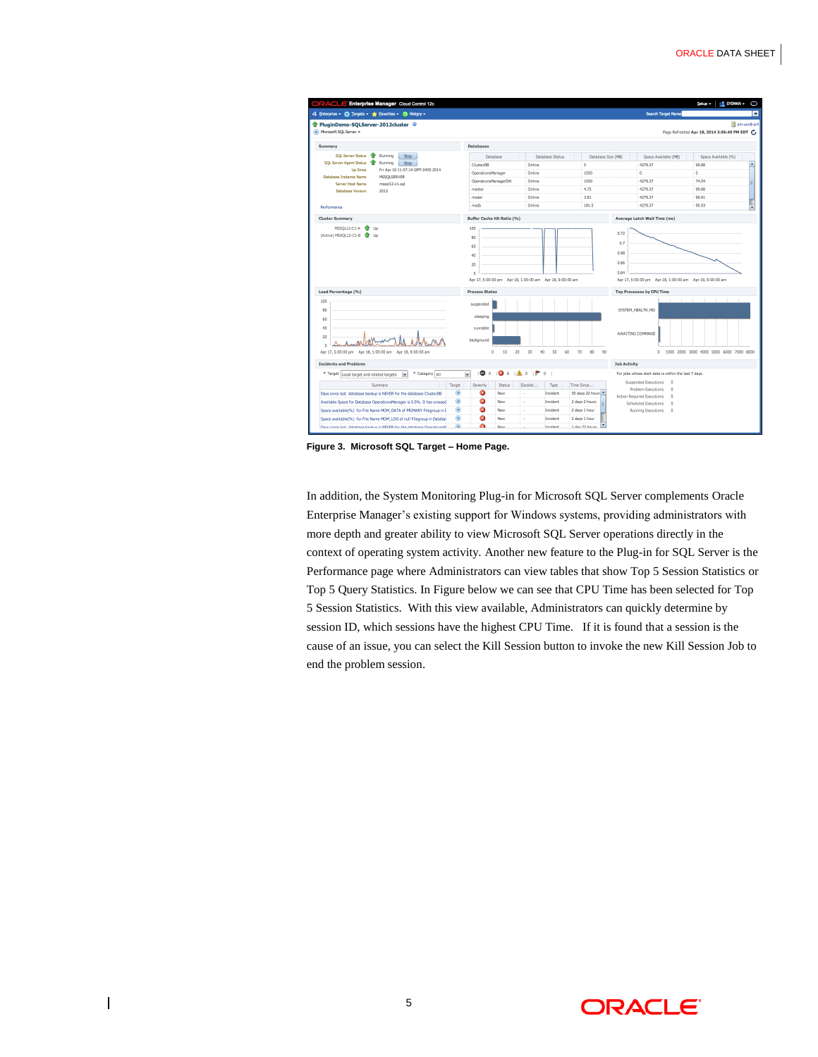**Figure 3. Microsoft SQL Target – Home Page.**

In addition, the System Monitoring Plug-in for Microsoft SQL Server complements Oracle Enterprise Manager's existing support for Windows systems, providing administrators with more depth and greater ability to view Microsoft SQL Server operations directly in the context of operating system activity. Another new feature to the Plug-in for SQL Server is the Performance page where Administrators can view tables that show Top 5 Session Statistics or Top 5 Query Statistics. In Figure below we can see that CPU Time has been selected for Top 5 Session Statistics. With this view available, Administrators can quickly determine by session ID, which sessions have the highest CPU Time. If it is found that a session is the cause of an issue, you can select the Kill Session button to invoke the new Kill Session Job to end the problem session.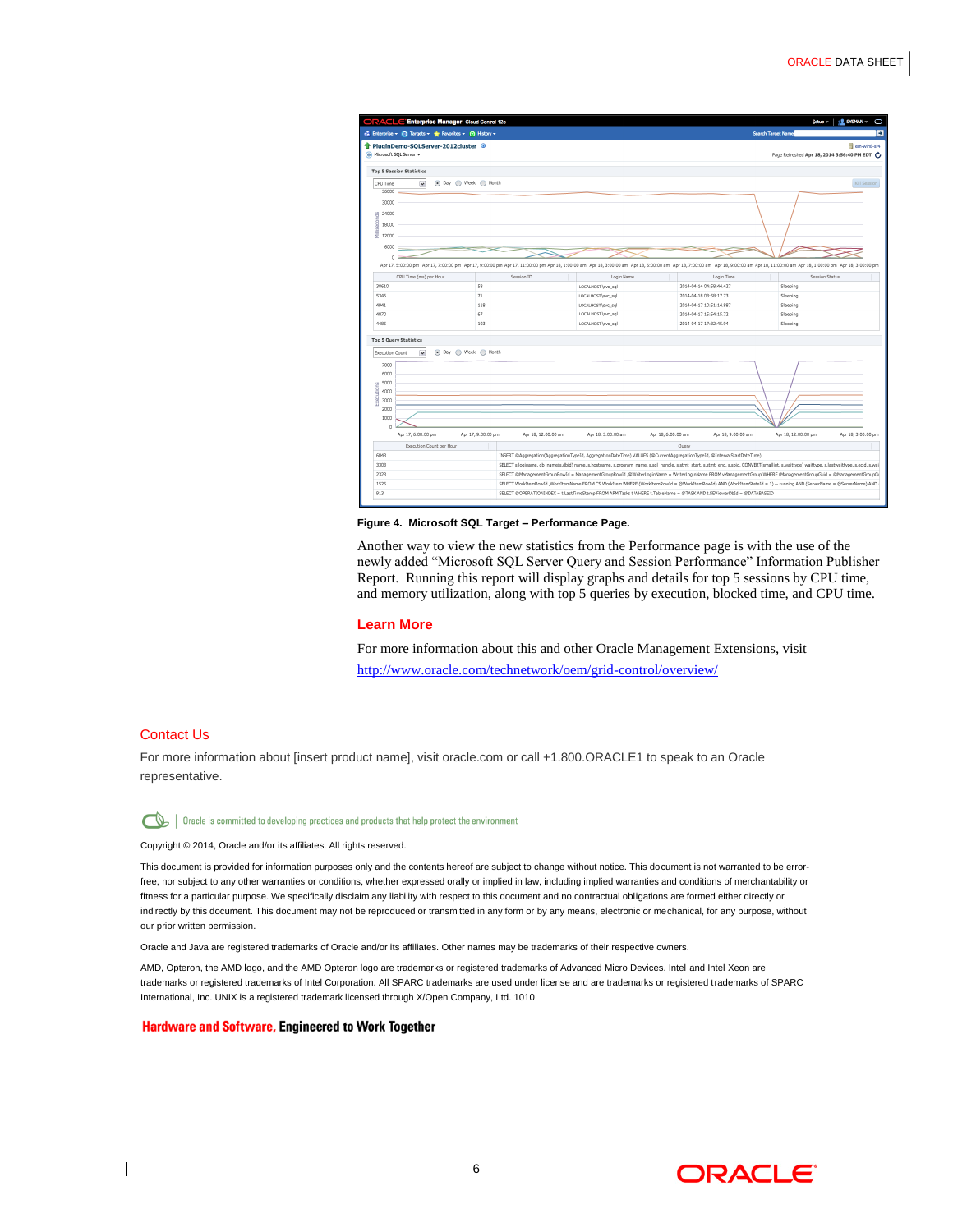Figure 4. Microsoft SQL Target – Performance Page.

Another way to view the new statistics from the Performance page is with the use of the newly added “Microsoft SQL Server Query and Session Performance” Information Publisher Report. Running this report will display graphs and details for top 5 sessions by CPU time, and memory utilization, along with top 5 queries by execution, blocked time, and CPU time.

## Learn More

For more information about this and other Oracle Management Extensions, visit http://www.oracle.com/technetwork/oem/grid-control/overview/

## Contact Us

For more information about [insert product name], visit oracle.com or call +1.800.ORACLE1 to speak to an Oracle representative.

Oracle is committed to developing practices and products that help protect the environment

Copyright © 2014, Oracle and/or its affiliates. All rights reserved.

This document is provided for information purposes only and the contents hereof are subject to change without notice. This document is not warranted to be error-free, nor subject to any other warranties or conditions, whether expressed orally or implied in law, including implied warranties and conditions of merchantability or fitness for a particular purpose. We specifically disclaim any liability with respect to this document and no contractual obligations are formed either directly or indirectly by this document. This document may not be reproduced or transmitted in any form or by any means, electronic or mechanical, for any purpose, without our prior written permission.

Oracle and Java are registered trademarks of Oracle and/or its affiliates. Other names may be trademarks of their respective owners.

AMD, Opteron, the AMD logo, and the AMD Opteron logo are trademarks or registered trademarks of Advanced Micro Devices. Intel and Intel Xeon are trademarks or registered trademarks of Intel Corporation. All SPARC trademarks are used under license and are trademarks or registered trademarks of SPARC International, Inc. UNIX is a registered trademark licensed through X/Open Company, Ltd. 1010

**Hardware and Software, Engineered to Work Together**